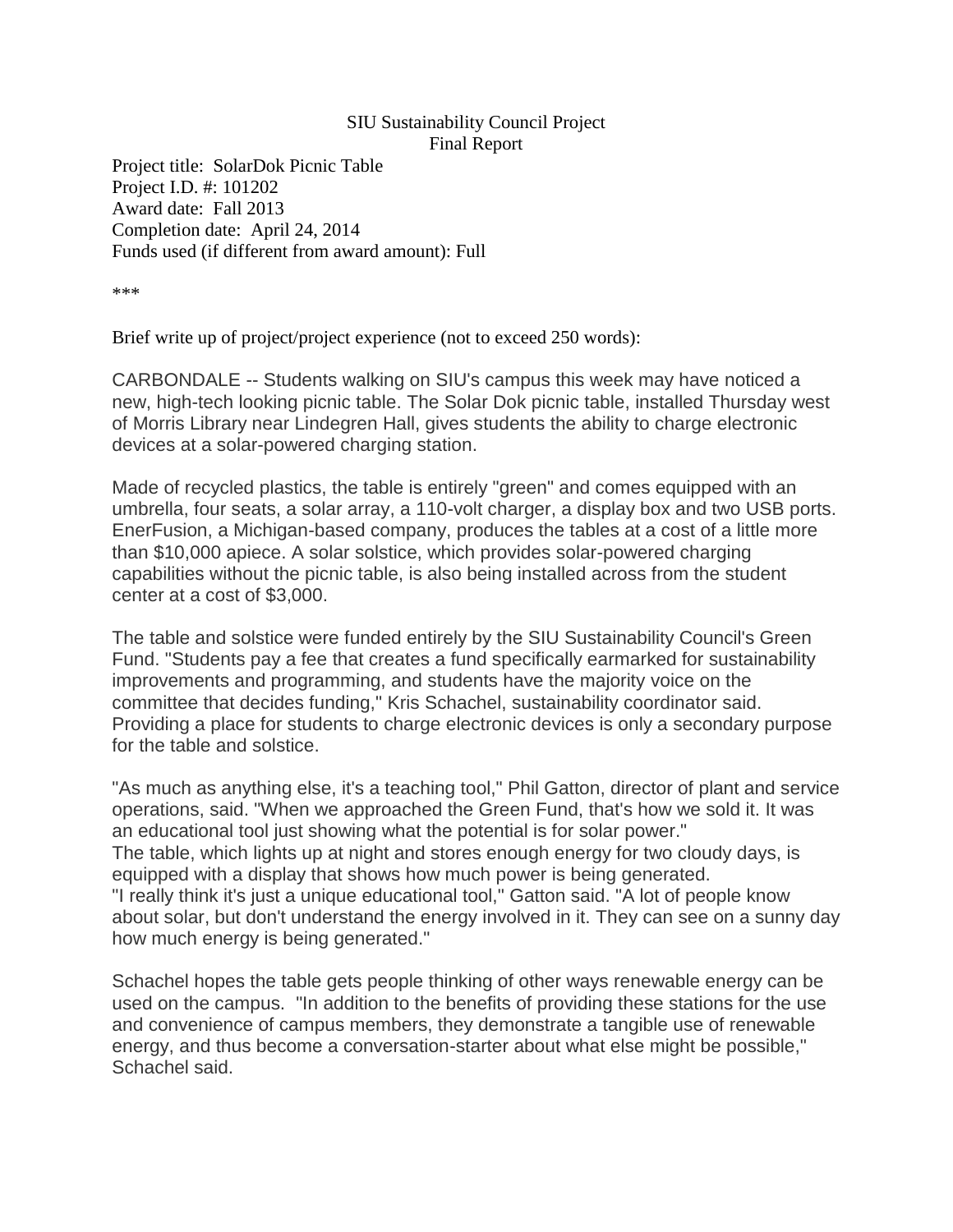SIU Sustainability Council Project
Final Report

Project title: SolarDok Picnic Table
Project I.D. #: 101202
Award date: Fall 2013
Completion date: April 24, 2014
Funds used (if different from award amount): Full

***

Brief write up of project/project experience (not to exceed 250 words):

CARBONDALE -- Students walking on SIU's campus this week may have noticed a new, high-tech looking picnic table. The Solar Dok picnic table, installed Thursday west of Morris Library near Lindegren Hall, gives students the ability to charge electronic devices at a solar-powered charging station.

Made of recycled plastics, the table is entirely "green" and comes equipped with an umbrella, four seats, a solar array, a 110-volt charger, a display box and two USB ports. EnerFusion, a Michigan-based company, produces the tables at a cost of a little more than $10,000 apiece. A solar solstice, which provides solar-powered charging capabilities without the picnic table, is also being installed across from the student center at a cost of $3,000.

The table and solstice were funded entirely by the SIU Sustainability Council's Green Fund. "Students pay a fee that creates a fund specifically earmarked for sustainability improvements and programming, and students have the majority voice on the committee that decides funding," Kris Schachel, sustainability coordinator said. Providing a place for students to charge electronic devices is only a secondary purpose for the table and solstice.

"As much as anything else, it's a teaching tool," Phil Gatton, director of plant and service operations, said. "When we approached the Green Fund, that's how we sold it. It was an educational tool just showing what the potential is for solar power."
The table, which lights up at night and stores enough energy for two cloudy days, is equipped with a display that shows how much power is being generated.
"I really think it's just a unique educational tool," Gatton said. "A lot of people know about solar, but don't understand the energy involved in it. They can see on a sunny day how much energy is being generated."

Schachel hopes the table gets people thinking of other ways renewable energy can be used on the campus. "In addition to the benefits of providing these stations for the use and convenience of campus members, they demonstrate a tangible use of renewable energy, and thus become a conversation-starter about what else might be possible," Schachel said.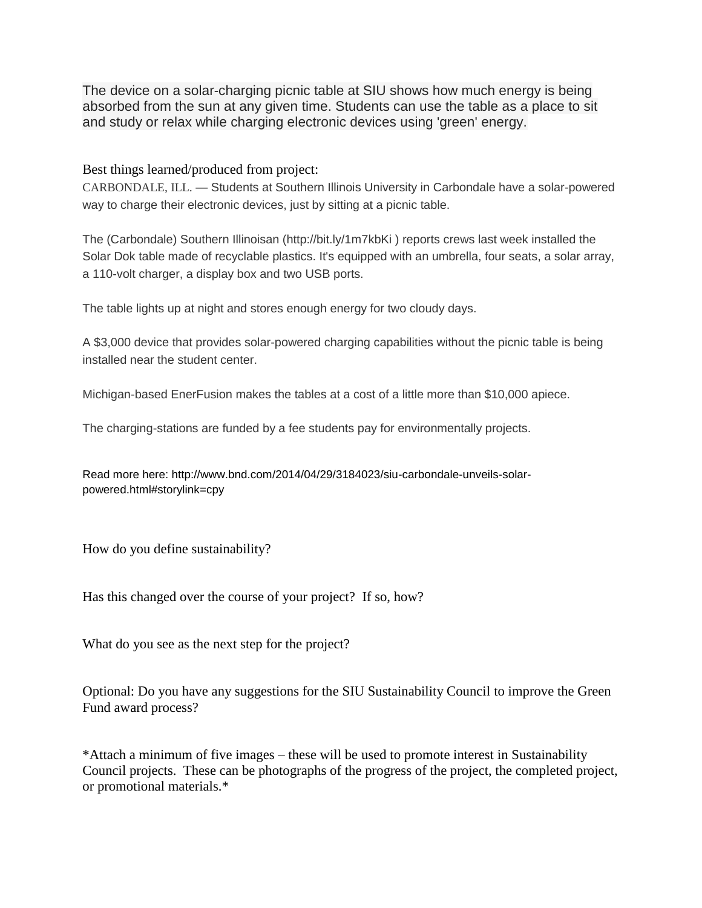The device on a solar-charging picnic table at SIU shows how much energy is being absorbed from the sun at any given time. Students can use the table as a place to sit and study or relax while charging electronic devices using 'green' energy.

Best things learned/produced from project:

CARBONDALE, ILL. — Students at Southern Illinois University in Carbondale have a solar-powered way to charge their electronic devices, just by sitting at a picnic table.

The (Carbondale) Southern Illinoisan (http://bit.ly/1m7kbKi ) reports crews last week installed the Solar Dok table made of recyclable plastics. It's equipped with an umbrella, four seats, a solar array, a 110-volt charger, a display box and two USB ports.

The table lights up at night and stores enough energy for two cloudy days.

A $3,000 device that provides solar-powered charging capabilities without the picnic table is being installed near the student center.

Michigan-based EnerFusion makes the tables at a cost of a little more than $10,000 apiece.

The charging-stations are funded by a fee students pay for environmentally projects.

Read more here: http://www.bnd.com/2014/04/29/3184023/siu-carbondale-unveils-solar-powered.html#storylink=cpy

How do you define sustainability?

Has this changed over the course of your project? If so, how?

What do you see as the next step for the project?

Optional: Do you have any suggestions for the SIU Sustainability Council to improve the Green Fund award process?

*Attach a minimum of five images – these will be used to promote interest in Sustainability Council projects. These can be photographs of the progress of the project, the completed project, or promotional materials.*